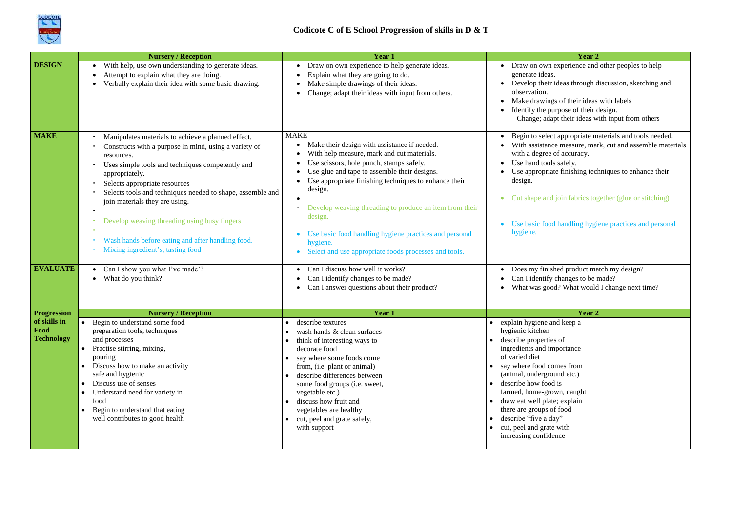# Codicote C of E School Progression of skills in D & T

| | Nursery / Reception | Year 1 | Year 2 |
|---|---|---|---|
| **DESIGN** | • With help, use own understanding to generate ideas.<br>• Attempt to explain what they are doing.<br>• Verbally explain their idea with some basic drawing. | • Draw on own experience to help generate ideas.<br>• Explain what they are going to do.<br>• Make simple drawings of their ideas.<br>• Change; adapt their ideas with input from others. | • Draw on own experience and other peoples to help generate ideas.<br>• Develop their ideas through discussion, sketching and observation.<br>• Make drawings of their ideas with labels<br>• Identify the purpose of their design.<br>Change; adapt their ideas with input from others |
| **MAKE** | • Manipulates materials to achieve a planned effect.<br>• Constructs with a purpose in mind, using a variety of resources.<br>• Uses simple tools and techniques competently and appropriately.<br>• Selects appropriate resources<br>• Selects tools and techniques needed to shape, assemble and join materials they are using.<br>• Develop weaving threading using busy fingers<br>• Wash hands before eating and after handling food.<br>• Mixing ingredient's, tasting food | MAKE<br>• Make their design with assistance if needed.<br>• With help measure, mark and cut materials.<br>• Use scissors, hole punch, stamps safely.<br>• Use glue and tape to assemble their designs.<br>• Use appropriate finishing techniques to enhance their design.<br>• Develop weaving threading to produce an item from their design.<br>• Use basic food handling hygiene practices and personal hygiene.<br>• Select and use appropriate foods processes and tools. | • Begin to select appropriate materials and tools needed.<br>• With assistance measure, mark, cut and assemble materials with a degree of accuracy.<br>• Use hand tools safely.<br>• Use appropriate finishing techniques to enhance their design.<br>• Cut shape and join fabrics together (glue or stitching)<br>• Use basic food handling hygiene practices and personal hygiene. |
| **EVALUATE** | • Can I show you what I've made'?<br>• What do you think? | • Can I discuss how well it works?<br>• Can I identify changes to be made?<br>• Can I answer questions about their product? | • Does my finished product match my design?<br>• Can I identify changes to be made?<br>• What was good? What would I change next time? |
| **Progression of skills in Food Technology** | **Nursery / Reception** | **Year 1** | **Year 2** |
| | • Begin to understand some food preparation tools, techniques and processes<br>• Practise stirring, mixing, pouring<br>• Discuss how to make an activity safe and hygienic<br>• Discuss use of senses<br>• Understand need for variety in food<br>• Begin to understand that eating well contributes to good health | • describe textures<br>• wash hands & clean surfaces<br>• think of interesting ways to decorate food<br>• say where some foods come from, (i.e. plant or animal)<br>• describe differences between some food groups (i.e. sweet, vegetable etc.)<br>• discuss how fruit and vegetables are healthy<br>• cut, peel and grate safely, with support | • explain hygiene and keep a hygienic kitchen<br>• describe properties of ingredients and importance of varied diet<br>• say where food comes from (animal, underground etc.)<br>• describe how food is farmed, home-grown, caught<br>• draw eat well plate; explain there are groups of food<br>• describe "five a day"<br>• cut, peel and grate with increasing confidence |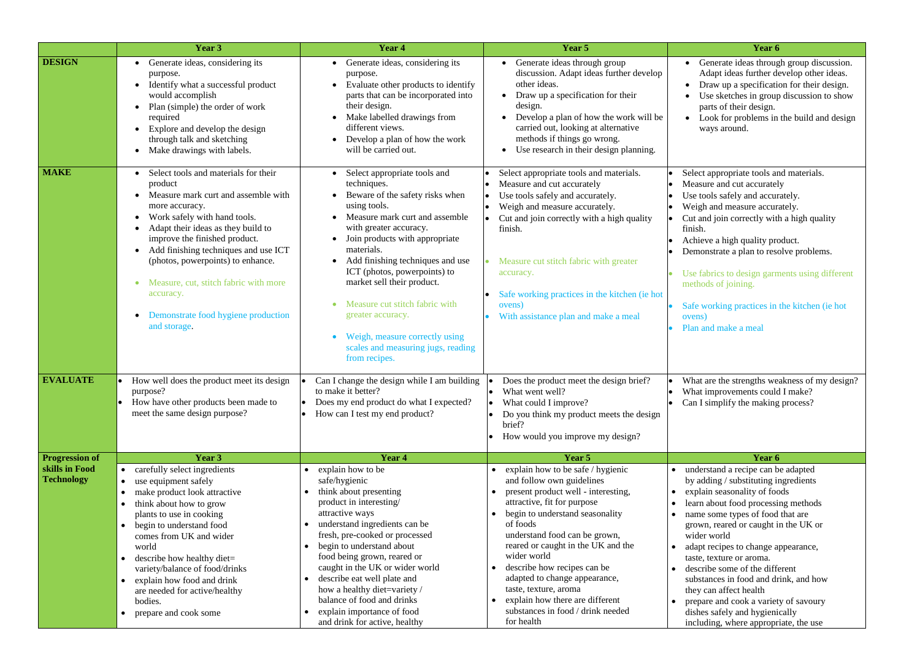| | Year 3 | Year 4 | Year 5 | Year 6 |
|---|---|---|---|---|
| **DESIGN** | • Generate ideas, considering its purpose.<br>• Identify what a successful product would accomplish<br>• Plan (simple) the order of work required<br>• Explore and develop the design through talk and sketching<br>• Make drawings with labels. | • Generate ideas, considering its purpose.<br>• Evaluate other products to identify parts that can be incorporated into their design.<br>• Make labelled drawings from different views.<br>• Develop a plan of how the work will be carried out. | • Generate ideas through group discussion. Adapt ideas further develop other ideas.<br>• Draw up a specification for their design.<br>• Develop a plan of how the work will be carried out, looking at alternative methods if things go wrong.<br>• Use research in their design planning. | • Generate ideas through group discussion. Adapt ideas further develop other ideas.<br>• Draw up a specification for their design.<br>• Use sketches in group discussion to show parts of their design.<br>• Look for problems in the build and design ways around. |
| **MAKE** | • Select tools and materials for their product<br>• Measure mark curt and assemble with more accuracy.<br>• Work safely with hand tools.<br>• Adapt their ideas as they build to improve the finished product.<br>• Add finishing techniques and use ICT (photos, powerpoints) to enhance.<br>• Measure, cut, stitch fabric with more accuracy.<br>• Demonstrate food hygiene production and storage. | • Select appropriate tools and techniques.<br>• Beware of the safety risks when using tools.<br>• Measure mark curt and assemble with greater accuracy.<br>• Join products with appropriate materials.<br>• Add finishing techniques and use ICT (photos, powerpoints) to market sell their product.<br>• Measure cut stitch fabric with greater accuracy.<br>• Weigh, measure correctly using scales and measuring jugs, reading from recipes. | • Select appropriate tools and materials.<br>• Measure and cut accurately<br>• Use tools safely and accurately.<br>• Weigh and measure accurately.<br>• Cut and join correctly with a high quality finish.<br>• Measure cut stitch fabric with greater accuracy.<br>• Safe working practices in the kitchen (ie hot ovens)<br>• With assistance plan and make a meal | • Select appropriate tools and materials.<br>• Measure and cut accurately<br>• Use tools safely and accurately.<br>• Weigh and measure accurately.<br>• Cut and join correctly with a high quality finish.<br>• Achieve a high quality product.<br>• Demonstrate a plan to resolve problems.<br>• Use fabrics to design garments using different methods of joining.<br>• Safe working practices in the kitchen (ie hot ovens)<br>• Plan and make a meal |
| **EVALUATE** | • How well does the product meet its design purpose?<br>• How have other products been made to meet the same design purpose? | • Can I change the design while I am building to make it better?<br>• Does my end product do what I expected?<br>• How can I test my end product? | • Does the product meet the design brief?<br>• What went well?<br>• What could I improve?<br>• Do you think my product meets the design brief?<br>• How would you improve my design? | • What are the strengths weakness of my design?<br>• What improvements could I make?<br>• Can I simplify the making process? |
| **Progression of skills in Food Technology** | **Year 3** | **Year 4** | **Year 5** | **Year 6** |
| | • carefully select ingredients<br>• use equipment safely<br>• make product look attractive<br>• think about how to grow plants to use in cooking<br>• begin to understand food comes from UK and wider world<br>• describe how healthy diet= variety/balance of food/drinks<br>• explain how food and drink are needed for active/healthy bodies.<br>• prepare and cook some | • explain how to be safe/hygienic<br>• think about presenting product in interesting/ attractive ways<br>• understand ingredients can be fresh, pre-cooked or processed<br>• begin to understand about food being grown, reared or caught in the UK or wider world<br>• describe eat well plate and how a healthy diet=variety / balance of food and drinks<br>• explain importance of food and drink for active, healthy | • explain how to be safe / hygienic and follow own guidelines<br>• present product well - interesting, attractive, fit for purpose<br>• begin to understand seasonality of foods understand food can be grown, reared or caught in the UK and the wider world<br>• describe how recipes can be adapted to change appearance, taste, texture, aroma<br>• explain how there are different substances in food / drink needed for health | • understand a recipe can be adapted by adding / substituting ingredients<br>• explain seasonality of foods<br>• learn about food processing methods<br>• name some types of food that are grown, reared or caught in the UK or wider world<br>• adapt recipes to change appearance, taste, texture or aroma.<br>• describe some of the different substances in food and drink, and how they can affect health<br>• prepare and cook a variety of savoury dishes safely and hygienically including, where appropriate, the use |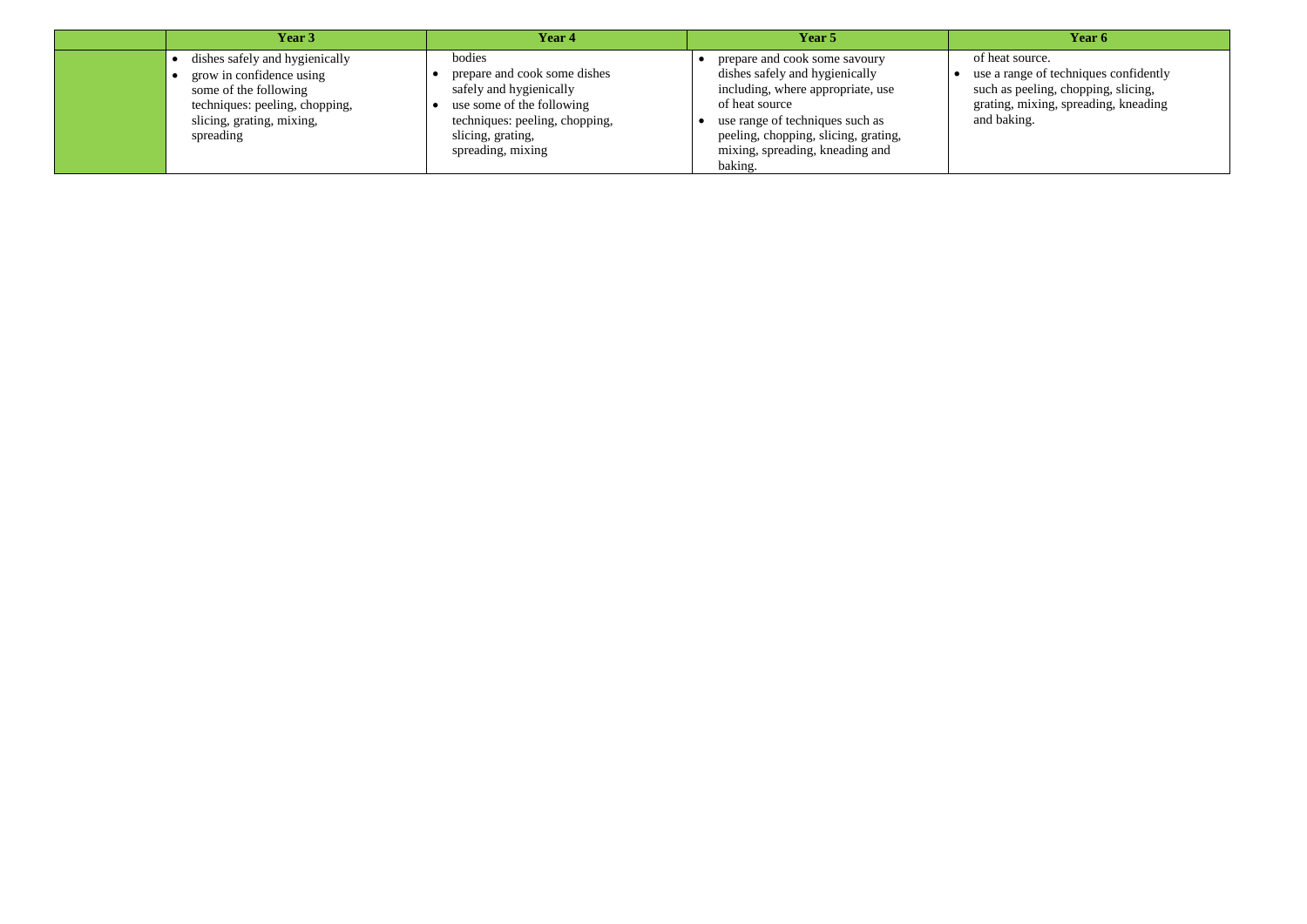| | Year 3 | Year 4 | Year 5 | Year 6 |
|---|---|---|---|---|
| | • dishes safely and hygienically<br>• grow in confidence using some of the following techniques: peeling, chopping, slicing, grating, mixing, spreading | bodies<br>• prepare and cook some dishes safely and hygienically<br>• use some of the following techniques: peeling, chopping, slicing, grating, spreading, mixing | • prepare and cook some savoury dishes safely and hygienically including, where appropriate, use of heat source<br>• use range of techniques such as peeling, chopping, slicing, grating, mixing, spreading, kneading and baking. | of heat source.<br>• use a range of techniques confidently such as peeling, chopping, slicing, grating, mixing, spreading, kneading and baking. |